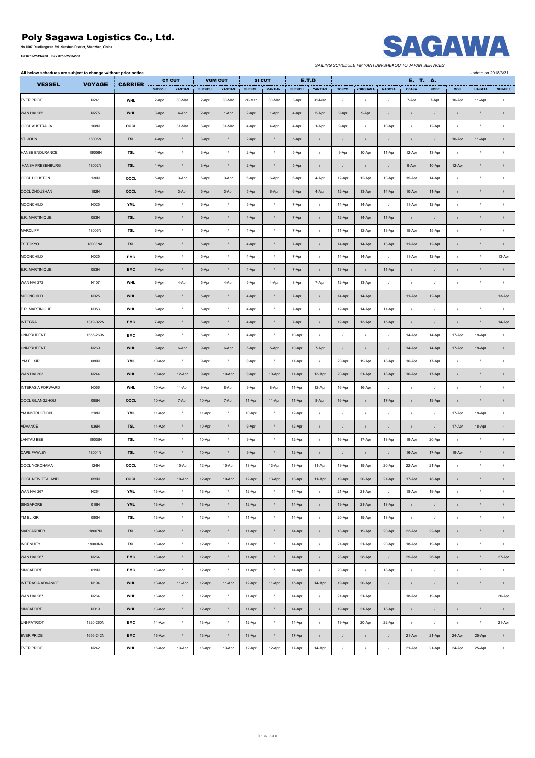# Poly Sagawa Logistics Co., Ltd.

No.1007, Yueliangwan Rd.,Nanshan District, Shenzhen, China

Tel:0755-25194700 Fax:0755-25884500

SAGAWA

*SAILING SCHEDULE FM YANTIAN/SHEKOU TO JAPAN SERVICES*

All below schedules are subject to change without prior notice

Update on 2018/3/31

| VESSEL | VOYAGE | CARRIER | CY CUT | | VGM CUT | | SI CUT | | E.T.D | | E. T. A. | | | | | | | |
|---|---|---|---|---|---|---|---|---|---|---|---|---|---|---|---|---|---|---|
| | | | SHEKOU | YANTIAN | SHEKOU | YANTIAN | SHEKOU | YANTIAN | SHEKOU | YANTIAN | TOKYO | YOKOHAMA | NAGOYA | OSAKA | KOBE | MOJI | HAKATA | SHIMIZU |
| EVER PRIDE | N241 | WHL | 2-Apr | 30-Mar | 2-Apr | 30-Mar | 30-Mar | 30-Mar | 3-Apr | 31-Mar | / | / | / | 7-Apr | 7-Apr | 10-Apr | 11-Apr | / |
| WAN HAI 265 | N275 | WHL | 3-Apr | 4-Apr | 2-Apr | 1-Apr | 2-Apr | 1-Apr | 4-Apr | 5-Apr | 9-Apr | 9-Apr | / | / | / | / | / | / |
| OOCL AUSTRALIA | 168N | OOCL | 3-Apr | 31-Mar | 3-Apr | 31-Mar | 4-Apr | 4-Apr | 4-Apr | 1-Apr | 9-Apr | / | 10-Apr | / | 12-Apr | / | / | / |
| ST. JOHN | 18005N | TSL | 4-Apr | / | 3-Apr | / | 2-Apr | / | 5-Apr | / | / | / | / | / | / | 10-Apr | 11-Apr | / |
| HANSE ENDURANCE | 18006N | TSL | 4-Apr | / | 3-Apr | / | 2-Apr | / | 5-Apr | / | 9-Apr | 10-Apr | 11-Apr | 12-Apr | 13-Apr | / | / | / |
| HANSA FRESENBURG | 18002N | TSL | 4-Apr | / | 3-Apr | / | 2-Apr | / | 5-Apr | / | / | / | / | 9-Apr | 10-Apr | 12-Apr | / | / |
| OOCL HOUSTON | 130N | OOCL | 5-Apr | 3-Apr | 5-Apr | 3-Apr | 6-Apr | 6-Apr | 6-Apr | 4-Apr | 12-Apr | 12-Apr | 13-Apr | 15-Apr | 14-Apr | / | / | / |
| OOCL ZHOUSHAN | 182N | OOCL | 5-Apr | 3-Apr | 5-Apr | 3-Apr | 5-Apr | 6-Apr | 6-Apr | 4-Apr | 12-Apr | 13-Apr | 14-Apr | 10-Apr | 11-Apr | / | / | / |
| MOONCHILD | N025 | YML | 6-Apr | / | 6-Apr | / | 5-Apr | / | 7-Apr | / | 14-Apr | 14-Apr | / | 11-Apr | 12-Apr | / | / | / |
| E.R. MARTINIQUE | 053N | TSL | 6-Apr | / | 5-Apr | / | 4-Apr | / | 7-Apr | / | 12-Apr | 14-Apr | 11-Apr | / | / | / | / | / |
| MARCLIFF | 18006N | TSL | 6-Apr | / | 5-Apr | / | 4-Apr | / | 7-Apr | / | 11-Apr | 12-Apr | 13-Apr | 15-Apr | 15-Apr | / | / | / |
| TS TOKYO | 18003NA | TSL | 6-Apr | / | 5-Apr | / | 4-Apr | / | 7-Apr | / | 14-Apr | 14-Apr | 13-Apr | 11-Apr | 12-Apr | / | / | / |
| MOONCHILD | N025 | EMC | 6-Apr | / | 5-Apr | / | 4-Apr | / | 7-Apr | / | 14-Apr | 14-Apr | / | 11-Apr | 12-Apr | / | / | 13-Apr |
| E.R. MARTINIQUE | 053N | EMC | 6-Apr | / | 5-Apr | / | 4-Apr | / | 7-Apr | / | 13-Apr | / | 11-Apr | / | / | / | / | / |
| WAN HAI 272 | N107 | WHL | 6-Apr | 4-Apr | 5-Apr | 4-Apr | 5-Apr | 4-Apr | 8-Apr | 7-Apr | 12-Apr | 13-Apr | / | / | / | / | / | / |
| MOONCHILD | N025 | WHL | 6-Apr | / | 5-Apr | / | 4-Apr | / | 7-Apr | / | 14-Apr | 14-Apr | | 11-Apr | 12-Apr | | | 13-Apr |
| E.R. MARTINIQUE | N053 | WHL | 6-Apr | / | 5-Apr | / | 4-Apr | / | 7-Apr | / | 12-Apr | 14-Apr | 11-Apr | / | / | / | / | / |
| INTEGRA | 1319-022N | EMC | 7-Apr | / | 6-Apr | / | 4-Apr | / | 7-Apr | / | 12-Apr | 13-Apr | 15-Apr | / | / | / | / | 14-Apr |
| UNI-PRUDENT | 1655-269N | EMC | 9-Apr | / | 6-Apr | / | 4-Apr | / | 10-Apr | / | / | / | / | 14-Apr | 14-Apr | 17-Apr | 18-Apr | / |
| UNI-PRUDENT | N269 | WHL | 9-Apr | 6-Apr | 9-Apr | 6-Apr | 5-Apr | 5-Apr | 10-Apr | 7-Apr | / | / | / | 14-Apr | 14-Apr | 17-Apr | 18-Apr | / |
| YM ELIXIR | 080N | YML | 10-Apr | / | 9-Apr | / | 9-Apr | / | 11-Apr | / | 20-Apr | 19-Apr | 18-Apr | 16-Apr | 17-Apr | / | / | / |
| WAN HAI 303 | N244 | WHL | 10-Apr | 12-Apr | 9-Apr | 10-Apr | 9-Apr | 10-Apr | 11-Apr | 13-Apr | 20-Apr | 21-Apr | 18-Apr | 16-Apr | 17-Apr | / | / | / |
| INTERASIA FORWARD | N056 | WHL | 10-Apr | 11-Apr | 9-Apr | 8-Apr | 9-Apr | 8-Apr | 11-Apr | 12-Apr | 16-Apr | 16-Apr | / | / | / | / | / | / |
| OOCL GUANGZHOU | 095N | OOCL | 10-Apr | 7-Apr | 10-Apr | 7-Apr | 11-Apr | 11-Apr | 11-Apr | 8-Apr | 16-Apr | / | 17-Apr | / | 19-Apr | / | / | / |
| YM INSTRUCTION | 218N | YML | 11-Apr | / | 11-Apr | / | 10-Apr | / | 12-Apr | / | / | / | / | / | / | 17-Apr | 18-Apr | / |
| ADVANCE | 036N | TSL | 11-Apr | / | 10-Apr | / | 9-Apr | / | 12-Apr | / | / | / | / | / | / | 17-Apr | 18-Apr | - |
| LANTAU BEE | 18005N | TSL | 11-Apr | / | 10-Apr | / | 9-Apr | / | 12-Apr | / | 16-Apr | 17-Apr | 18-Apr | 19-Apr | 20-Apr | / | / | / |
| CAPE FAWLEY | 18004N | TSL | 11-Apr | / | 10-Apr | / | 9-Apr | / | 12-Apr | / | / | / | / | 16-Apr | 17-Apr | 19-Apr | / | / |
| OOCL YOKOHAMA | 124N | OOCL | 12-Apr | 10-Apr | 12-Apr | 10-Apr | 13-Apr | 13-Apr | 13-Apr | 11-Apr | 19-Apr | 19-Apr | 20-Apr | 22-Apr | 21-Apr | / | / | / |
| OOCL NEW ZEALAND | 055N | OOCL | 12-Apr | 10-Apr | 12-Apr | 10-Apr | 12-Apr | 13-Apr | 13-Apr | 11-Apr | 19-Apr | 20-Apr | 21-Apr | 17-Apr | 18-Apr | / | / | / |
| WAN HAI 267 | N264 | YML | 13-Apr | / | 13-Apr | / | 12-Apr | / | 14-Apr | / | 21-Apr | 21-Apr | / | 18-Apr | 19-Apr | / | / | / |
| SINGAPORE | 019N | YML | 13-Apr | / | 13-Apr | / | 12-Apr | / | 14-Apr | / | 19-Apr | 21-Apr | 18-Apr | / | / | / | / | / |
| YM ELIXIR | 080N | TSL | 13-Apr | / | 12-Apr | / | 11-Apr | / | 14-Apr | / | 20-Apr | 19-Apr | 18-Apr | / | / | / | / | / |
| MARCARRIER | 18007N | TSL | 13-Apr | / | 12-Apr | / | 11-Apr | / | 14-Apr | / | 18-Apr | 19-Apr | 20-Apr | 22-Apr | 22-Apr | / | / | / |
| INGENUITY | 18003NA | TSL | 13-Apr | / | 12-Apr | / | 11-Apr | / | 14-Apr | / | 21-Apr | 21-Apr | 20-Apr | 18-Apr | 19-Apr | / | / | / |
| WAN HAI 267 | N264 | EMC | 13-Apr | / | 12-Apr | / | 11-Apr | / | 14-Apr | / | 28-Apr | 28-Apr | / | 25-Apr | 26-Apr | / | / | 27-Apr |
| SINGAPORE | 019N | EMC | 13-Apr | / | 12-Apr | / | 11-Apr | / | 14-Apr | / | 20-Apr | / | 18-Apr | / | / | / | / | / |
| INTERASIA ADVANCE | N194 | WHL | 13-Apr | 11-Apr | 12-Apr | 11-Apr | 12-Apr | 11-Apr | 15-Apr | 14-Apr | 19-Apr | 20-Apr | / | / | / | / | / | / |
| WAN HAI 267 | N264 | WHL | 13-Apr | / | 12-Apr | / | 11-Apr | / | 14-Apr | / | 21-Apr | 21-Apr | | 18-Apr | 19-Apr | | | 20-Apr |
| SINGAPORE | N019 | WHL | 13-Apr | / | 12-Apr | / | 11-Apr | / | 14-Apr | / | 19-Apr | 21-Apr | 18-Apr | / | / | / | / | / |
| UNI-PATRIOT | 1320-260N | EMC | 14-Apr | / | 13-Apr | / | 12-Apr | / | 14-Apr | / | 19-Apr | 20-Apr | 22-Apr | / | / | / | / | 21-Apr |
| EVER PRIDE | 1656-242N | EMC | 16-Apr | / | 13-Apr | / | 13-Apr | / | 17-Apr | / | / | / | / | 21-Apr | 21-Apr | 24-Apr | 25-Apr | / |
| EVER PRIDE | N242 | WHL | 16-Apr | 13-Apr | 16-Apr | 13-Apr | 12-Apr | 12-Apr | 17-Apr | 14-Apr | / | / | / | 21-Apr | 21-Apr | 24-Apr | 25-Apr | / |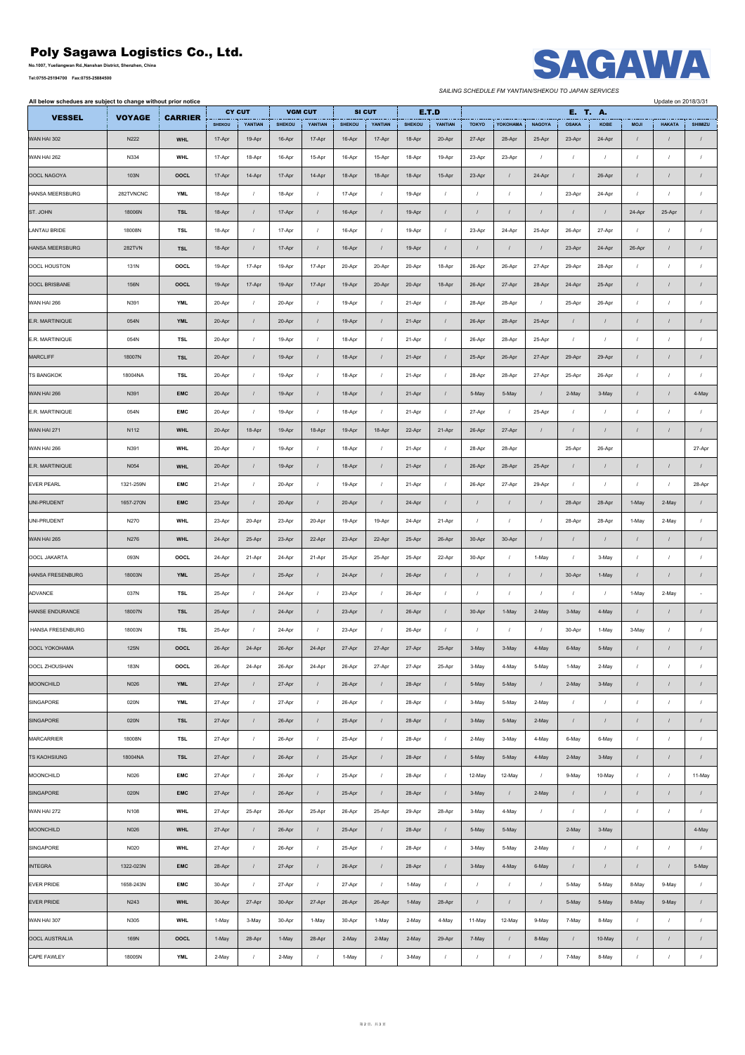# Poly Sagawa Logistics Co., Ltd.

**No.1007, Yueliangwan Rd.,Nanshan District, Shenzhen, China**

**Tel:0755-25194700 Fax:0755-25884500**

**SAGAWA**

*SAILING SCHEDULE FM YANTIAN/SHEKOU TO JAPAN SERVICES*

**All below schedules are subject to change without prior notice**

Update on 2018/3/31

| VESSEL | VOYAGE | CARRIER | CY CUT | | VGM CUT | | SI CUT | | E.T.D | | E. T. A. | | | | | | | |
|---|---|---|---|---|---|---|---|---|---|---|---|---|---|---|---|---|---|---|
| | | | SHEKOU | YANTIAN | SHEKOU | YANTIAN | SHEKOU | YANTIAN | SHEKOU | YANTIAN | TOKYO | YOKOHAMA | NAGOYA | OSAKA | KOBE | MOJI | HAKATA | SHIMIZU |
| WAN HAI 302 | N222 | WHL | 17-Apr | 19-Apr | 16-Apr | 17-Apr | 16-Apr | 17-Apr | 18-Apr | 20-Apr | 27-Apr | 28-Apr | 25-Apr | 23-Apr | 24-Apr | / | / | / |
| WAN HAI 262 | N334 | WHL | 17-Apr | 18-Apr | 16-Apr | 15-Apr | 16-Apr | 15-Apr | 18-Apr | 19-Apr | 23-Apr | 23-Apr | / | / | / | / | / | / |
| OOCL NAGOYA | 103N | OOCL | 17-Apr | 14-Apr | 17-Apr | 14-Apr | 18-Apr | 18-Apr | 18-Apr | 15-Apr | 23-Apr | / | 24-Apr | / | 26-Apr | / | / | / |
| HANSA MEERSBURG | 282TVNCNC | YML | 18-Apr | / | 18-Apr | / | 17-Apr | / | 19-Apr | / | / | / | / | 23-Apr | 24-Apr | / | / | / |
| ST. JOHN | 18006N | TSL | 18-Apr | / | 17-Apr | / | 16-Apr | / | 19-Apr | / | / | / | / | / | / | 24-Apr | 25-Apr | / |
| LANTAU BRIDE | 18008N | TSL | 18-Apr | / | 17-Apr | / | 16-Apr | / | 19-Apr | / | 23-Apr | 24-Apr | 25-Apr | 26-Apr | 27-Apr | / | / | / |
| HANSA MEERSBURG | 282TVN | TSL | 18-Apr | / | 17-Apr | / | 16-Apr | / | 19-Apr | / | / | / | / | 23-Apr | 24-Apr | 26-Apr | / | / |
| OOCL HOUSTON | 131N | OOCL | 19-Apr | 17-Apr | 19-Apr | 17-Apr | 20-Apr | 20-Apr | 20-Apr | 18-Apr | 26-Apr | 26-Apr | 27-Apr | 29-Apr | 28-Apr | / | / | / |
| OOCL BRISBANE | 156N | OOCL | 19-Apr | 17-Apr | 19-Apr | 17-Apr | 19-Apr | 20-Apr | 20-Apr | 18-Apr | 26-Apr | 27-Apr | 28-Apr | 24-Apr | 25-Apr | / | / | / |
| WAN HAI 266 | N391 | YML | 20-Apr | / | 20-Apr | / | 19-Apr | / | 21-Apr | / | 28-Apr | 28-Apr | / | 25-Apr | 26-Apr | / | / | / |
| E.R. MARTINIQUE | 054N | YML | 20-Apr | / | 20-Apr | / | 19-Apr | / | 21-Apr | / | 26-Apr | 28-Apr | 25-Apr | / | / | / | / | / |
| E.R. MARTINIQUE | 054N | TSL | 20-Apr | / | 19-Apr | / | 18-Apr | / | 21-Apr | / | 26-Apr | 28-Apr | 25-Apr | / | / | / | / | / |
| MARCLIFF | 18007N | TSL | 20-Apr | / | 19-Apr | / | 18-Apr | / | 21-Apr | / | 25-Apr | 26-Apr | 27-Apr | 29-Apr | 29-Apr | / | / | / |
| TS BANGKOK | 18004NA | TSL | 20-Apr | / | 19-Apr | / | 18-Apr | / | 21-Apr | / | 28-Apr | 28-Apr | 27-Apr | 25-Apr | 26-Apr | / | / | / |
| WAN HAI 266 | N391 | EMC | 20-Apr | / | 19-Apr | / | 18-Apr | / | 21-Apr | / | 5-May | 5-May | / | 2-May | 3-May | / | / | 4-May |
| E.R. MARTINIQUE | 054N | EMC | 20-Apr | / | 19-Apr | / | 18-Apr | / | 21-Apr | / | 27-Apr | / | 25-Apr | / | / | / | / | / |
| WAN HAI 271 | N112 | WHL | 20-Apr | 18-Apr | 19-Apr | 18-Apr | 19-Apr | 18-Apr | 22-Apr | 21-Apr | 26-Apr | 27-Apr | / | / | / | / | / | / |
| WAN HAI 266 | N391 | WHL | 20-Apr | / | 19-Apr | / | 18-Apr | / | 21-Apr | / | 28-Apr | 28-Apr | | 25-Apr | 26-Apr | | | 27-Apr |
| E.R. MARTINIQUE | N054 | WHL | 20-Apr | / | 19-Apr | / | 18-Apr | / | 21-Apr | / | 26-Apr | 28-Apr | 25-Apr | / | / | / | / | / |
| EVER PEARL | 1321-259N | EMC | 21-Apr | / | 20-Apr | / | 19-Apr | / | 21-Apr | / | 26-Apr | 27-Apr | 29-Apr | / | / | / | / | 28-Apr |
| UNI-PRUDENT | 1657-270N | EMC | 23-Apr | / | 20-Apr | / | 20-Apr | / | 24-Apr | / | / | / | / | 28-Apr | 28-Apr | 1-May | 2-May | / |
| UNI-PRUDENT | N270 | WHL | 23-Apr | 20-Apr | 23-Apr | 20-Apr | 19-Apr | 19-Apr | 24-Apr | 21-Apr | / | / | / | 28-Apr | 28-Apr | 1-May | 2-May | / |
| WAN HAI 265 | N276 | WHL | 24-Apr | 25-Apr | 23-Apr | 22-Apr | 23-Apr | 22-Apr | 25-Apr | 26-Apr | 30-Apr | 30-Apr | / | / | / | / | / | / |
| OOCL JAKARTA | 093N | OOCL | 24-Apr | 21-Apr | 24-Apr | 21-Apr | 25-Apr | 25-Apr | 25-Apr | 22-Apr | 30-Apr | / | 1-May | / | 3-May | / | / | / |
| HANSA FRESENBURG | 18003N | YML | 25-Apr | / | 25-Apr | / | 24-Apr | / | 26-Apr | / | / | / | / | 30-Apr | 1-May | / | / | / |
| ADVANCE | 037N | TSL | 25-Apr | / | 24-Apr | / | 23-Apr | / | 26-Apr | / | / | / | / | / | / | 1-May | 2-May | - |
| HANSE ENDURANCE | 18007N | TSL | 25-Apr | / | 24-Apr | / | 23-Apr | / | 26-Apr | / | 30-Apr | 1-May | 2-May | 3-May | 4-May | / | / | / |
| HANSA FRESENBURG | 18003N | TSL | 25-Apr | / | 24-Apr | / | 23-Apr | / | 26-Apr | / | / | / | / | 30-Apr | 1-May | 3-May | / | / |
| OOCL YOKOHAMA | 125N | OOCL | 26-Apr | 24-Apr | 26-Apr | 24-Apr | 27-Apr | 27-Apr | 27-Apr | 25-Apr | 3-May | 3-May | 4-May | 6-May | 5-May | / | / | / |
| OOCL ZHOUSHAN | 183N | OOCL | 26-Apr | 24-Apr | 26-Apr | 24-Apr | 26-Apr | 27-Apr | 27-Apr | 25-Apr | 3-May | 4-May | 5-May | 1-May | 2-May | / | / | / |
| MOONCHILD | N026 | YML | 27-Apr | / | 27-Apr | / | 26-Apr | / | 28-Apr | / | 5-May | 5-May | / | 2-May | 3-May | / | / | / |
| SINGAPORE | 020N | YML | 27-Apr | / | 27-Apr | / | 26-Apr | / | 28-Apr | / | 3-May | 5-May | 2-May | / | / | / | / | / |
| SINGAPORE | 020N | TSL | 27-Apr | / | 26-Apr | / | 25-Apr | / | 28-Apr | / | 3-May | 5-May | 2-May | / | / | / | / | / |
| MARCARRIER | 18008N | TSL | 27-Apr | / | 26-Apr | / | 25-Apr | / | 28-Apr | / | 2-May | 3-May | 4-May | 6-May | 6-May | / | / | / |
| TS KAOHSIUNG | 18004NA | TSL | 27-Apr | / | 26-Apr | / | 25-Apr | / | 28-Apr | / | 5-May | 5-May | 4-May | 2-May | 3-May | / | / | / |
| MOONCHILD | N026 | EMC | 27-Apr | / | 26-Apr | / | 25-Apr | / | 28-Apr | / | 12-May | 12-May | / | 9-May | 10-May | / | / | 11-May |
| SINGAPORE | 020N | EMC | 27-Apr | / | 26-Apr | / | 25-Apr | / | 28-Apr | / | 3-May | / | 2-May | / | / | / | / | / |
| WAN HAI 272 | N108 | WHL | 27-Apr | 25-Apr | 26-Apr | 25-Apr | 26-Apr | 25-Apr | 29-Apr | 28-Apr | 3-May | 4-May | / | / | / | / | / | / |
| MOONCHILD | N026 | WHL | 27-Apr | / | 26-Apr | / | 25-Apr | / | 28-Apr | / | 5-May | 5-May | | 2-May | 3-May | | | 4-May |
| SINGAPORE | N020 | WHL | 27-Apr | / | 26-Apr | / | 25-Apr | / | 28-Apr | / | 3-May | 5-May | 2-May | / | / | / | / | / |
| INTEGRA | 1322-023N | EMC | 28-Apr | / | 27-Apr | / | 26-Apr | / | 28-Apr | / | 3-May | 4-May | 6-May | / | / | / | / | 5-May |
| EVER PRIDE | 1658-243N | EMC | 30-Apr | / | 27-Apr | / | 27-Apr | / | 1-May | / | / | / | / | 5-May | 5-May | 8-May | 9-May | / |
| EVER PRIDE | N243 | WHL | 30-Apr | 27-Apr | 30-Apr | 27-Apr | 26-Apr | 26-Apr | 1-May | 28-Apr | / | / | / | 5-May | 5-May | 8-May | 9-May | / |
| WAN HAI 307 | N305 | WHL | 1-May | 3-May | 30-Apr | 1-May | 30-Apr | 1-May | 2-May | 4-May | 11-May | 12-May | 9-May | 7-May | 8-May | / | / | / |
| OOCL AUSTRALIA | 169N | OOCL | 1-May | 28-Apr | 1-May | 28-Apr | 2-May | 2-May | 2-May | 29-Apr | 7-May | / | 8-May | / | 10-May | / | / | / |
| CAPE FAWLEY | 18005N | YML | 2-May | / | 2-May | / | 1-May | / | 3-May | / | / | / | / | 7-May | 8-May | / | / | / |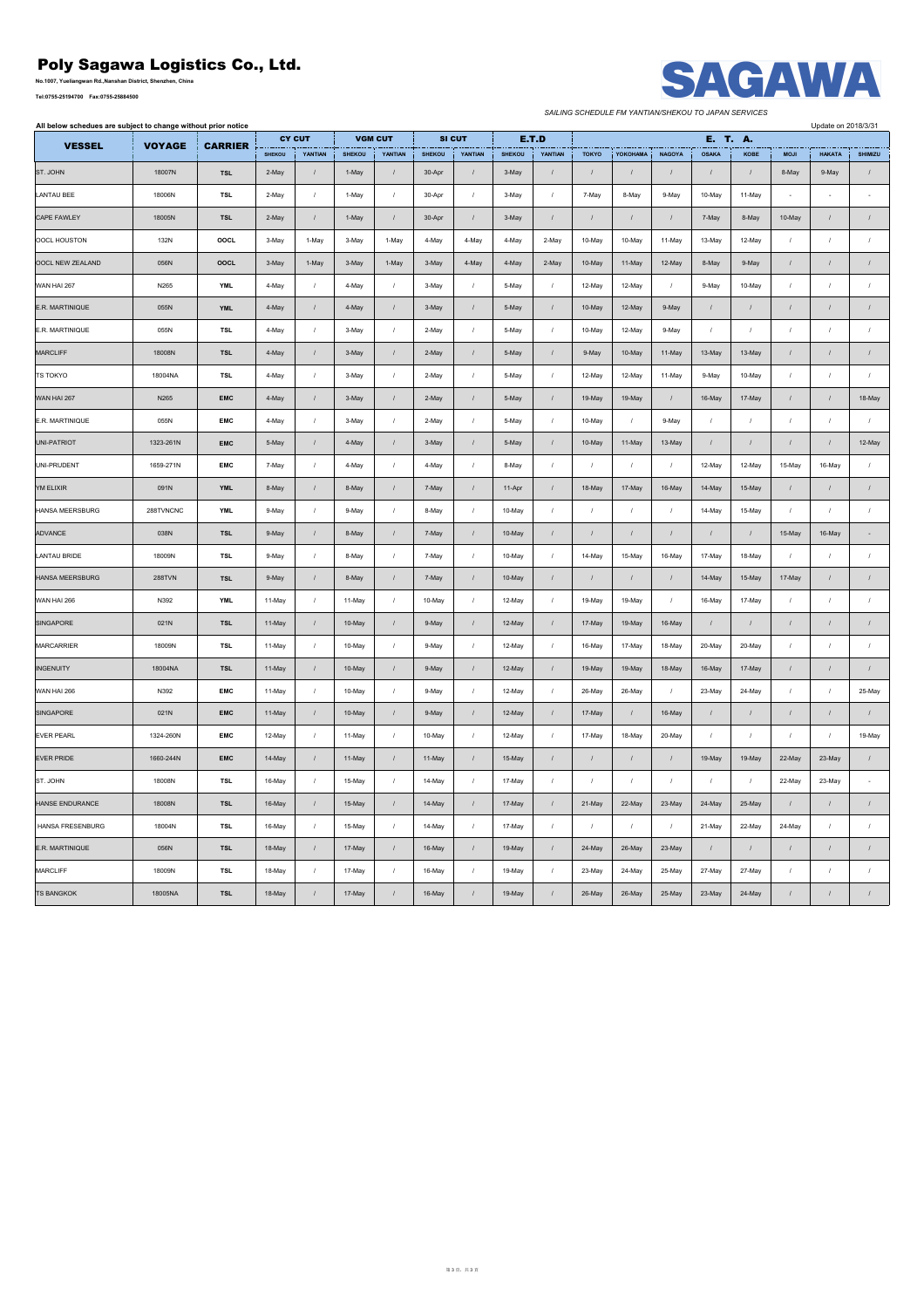# Poly Sagawa Logistics Co., Ltd.

**No.1007, Yueliangwan Rd.,Nanshan District, Shenzhen, China**

**Tel:0755-25194700 Fax:0755-25884500**

SAGAWA

*SAILING SCHEDULE FM YANTIAN/SHEKOU TO JAPAN SERVICES*

**All below schedules are subject to change without prior notice**

Update on 2018/3/31

| VESSEL | VOYAGE | CARRIER | CY CUT | | VGM CUT | | SI CUT | | E.T.D | | E. T. A. | | | | | | | |
|---|---|---|---|---|---|---|---|---|---|---|---|---|---|---|---|---|---|---|
| | | | SHEKOU | YANTIAN | SHEKOU | YANTIAN | SHEKOU | YANTIAN | SHEKOU | YANTIAN | TOKYO | YOKOHAMA | NAGOYA | OSAKA | KOBE | MOJI | HAKATA | SHIMIZU |
| ST. JOHN | 18007N | TSL | 2-May | / | 1-May | / | 30-Apr | / | 3-May | / | / | / | / | / | / | 8-May | 9-May | / |
| LANTAU BEE | 18006N | TSL | 2-May | / | 1-May | / | 30-Apr | / | 3-May | / | 7-May | 8-May | 9-May | 10-May | 11-May | - | - | - |
| CAPE FAWLEY | 18005N | TSL | 2-May | / | 1-May | / | 30-Apr | / | 3-May | / | / | / | / | 7-May | 8-May | 10-May | / | / |
| OOCL HOUSTON | 132N | OOCL | 3-May | 1-May | 3-May | 1-May | 4-May | 4-May | 4-May | 2-May | 10-May | 10-May | 11-May | 13-May | 12-May | / | / | / |
| OOCL NEW ZEALAND | 056N | OOCL | 3-May | 1-May | 3-May | 1-May | 3-May | 4-May | 4-May | 2-May | 10-May | 11-May | 12-May | 8-May | 9-May | / | / | / |
| WAN HAI 267 | N265 | YML | 4-May | / | 4-May | / | 3-May | / | 5-May | / | 12-May | 12-May | / | 9-May | 10-May | / | / | / |
| E.R. MARTINIQUE | 055N | YML | 4-May | / | 4-May | / | 3-May | / | 5-May | / | 10-May | 12-May | 9-May | / | / | / | / | / |
| E.R. MARTINIQUE | 055N | TSL | 4-May | / | 3-May | / | 2-May | / | 5-May | / | 10-May | 12-May | 9-May | / | / | / | / | / |
| MARCLIFF | 18008N | TSL | 4-May | / | 3-May | / | 2-May | / | 5-May | / | 9-May | 10-May | 11-May | 13-May | 13-May | / | / | / |
| TS TOKYO | 18004NA | TSL | 4-May | / | 3-May | / | 2-May | / | 5-May | / | 12-May | 12-May | 11-May | 9-May | 10-May | / | / | / |
| WAN HAI 267 | N265 | EMC | 4-May | / | 3-May | / | 2-May | / | 5-May | / | 19-May | 19-May | / | 16-May | 17-May | / | / | 18-May |
| E.R. MARTINIQUE | 055N | EMC | 4-May | / | 3-May | / | 2-May | / | 5-May | / | 10-May | / | 9-May | / | / | / | / | / |
| UNI-PATRIOT | 1323-261N | EMC | 5-May | / | 4-May | / | 3-May | / | 5-May | / | 10-May | 11-May | 13-May | / | / | / | / | 12-May |
| UNI-PRUDENT | 1659-271N | EMC | 7-May | / | 4-May | / | 4-May | / | 8-May | / | / | / | / | 12-May | 12-May | 15-May | 16-May | / |
| YM ELIXIR | 091N | YML | 8-May | / | 8-May | / | 7-May | / | 11-Apr | / | 18-May | 17-May | 16-May | 14-May | 15-May | / | / | / |
| HANSA MEERSBURG | 288TVNCNC | YML | 9-May | / | 9-May | / | 8-May | / | 10-May | / | / | / | / | 14-May | 15-May | / | / | / |
| ADVANCE | 038N | TSL | 9-May | / | 8-May | / | 7-May | / | 10-May | / | / | / | / | / | / | 15-May | 16-May | - |
| LANTAU BRIDE | 18009N | TSL | 9-May | / | 8-May | / | 7-May | / | 10-May | / | 14-May | 15-May | 16-May | 17-May | 18-May | / | / | / |
| HANSA MEERSBURG | 288TVN | TSL | 9-May | / | 8-May | / | 7-May | / | 10-May | / | / | / | / | 14-May | 15-May | 17-May | / | / |
| WAN HAI 266 | N392 | YML | 11-May | / | 11-May | / | 10-May | / | 12-May | / | 19-May | 19-May | / | 16-May | 17-May | / | / | / |
| SINGAPORE | 021N | TSL | 11-May | / | 10-May | / | 9-May | / | 12-May | / | 17-May | 19-May | 16-May | / | / | / | / | / |
| MARCARRIER | 18009N | TSL | 11-May | / | 10-May | / | 9-May | / | 12-May | / | 16-May | 17-May | 18-May | 20-May | 20-May | / | / | / |
| INGENUITY | 18004NA | TSL | 11-May | / | 10-May | / | 9-May | / | 12-May | / | 19-May | 19-May | 18-May | 16-May | 17-May | / | / | / |
| WAN HAI 266 | N392 | EMC | 11-May | / | 10-May | / | 9-May | / | 12-May | / | 26-May | 26-May | / | 23-May | 24-May | / | / | 25-May |
| SINGAPORE | 021N | EMC | 11-May | / | 10-May | / | 9-May | / | 12-May | / | 17-May | / | 16-May | / | / | / | / | / |
| EVER PEARL | 1324-260N | EMC | 12-May | / | 11-May | / | 10-May | / | 12-May | / | 17-May | 18-May | 20-May | / | / | / | / | 19-May |
| EVER PRIDE | 1660-244N | EMC | 14-May | / | 11-May | / | 11-May | / | 15-May | / | / | / | / | 19-May | 19-May | 22-May | 23-May | / |
| ST. JOHN | 18008N | TSL | 16-May | / | 15-May | / | 14-May | / | 17-May | / | / | / | / | / | / | 22-May | 23-May | - |
| HANSE ENDURANCE | 18008N | TSL | 16-May | / | 15-May | / | 14-May | / | 17-May | / | 21-May | 22-May | 23-May | 24-May | 25-May | / | / | / |
| HANSA FRESENBURG | 18004N | TSL | 16-May | / | 15-May | / | 14-May | / | 17-May | / | / | / | / | 21-May | 22-May | 24-May | / | / |
| E.R. MARTINIQUE | 056N | TSL | 18-May | / | 17-May | / | 16-May | / | 19-May | / | 24-May | 26-May | 23-May | / | / | / | / | / |
| MARCLIFF | 18009N | TSL | 18-May | / | 17-May | / | 16-May | / | 19-May | / | 23-May | 24-May | 25-May | 27-May | 27-May | / | / | / |
| TS BANGKOK | 18005NA | TSL | 18-May | / | 17-May | / | 16-May | / | 19-May | / | 26-May | 26-May | 25-May | 23-May | 24-May | / | / | / |